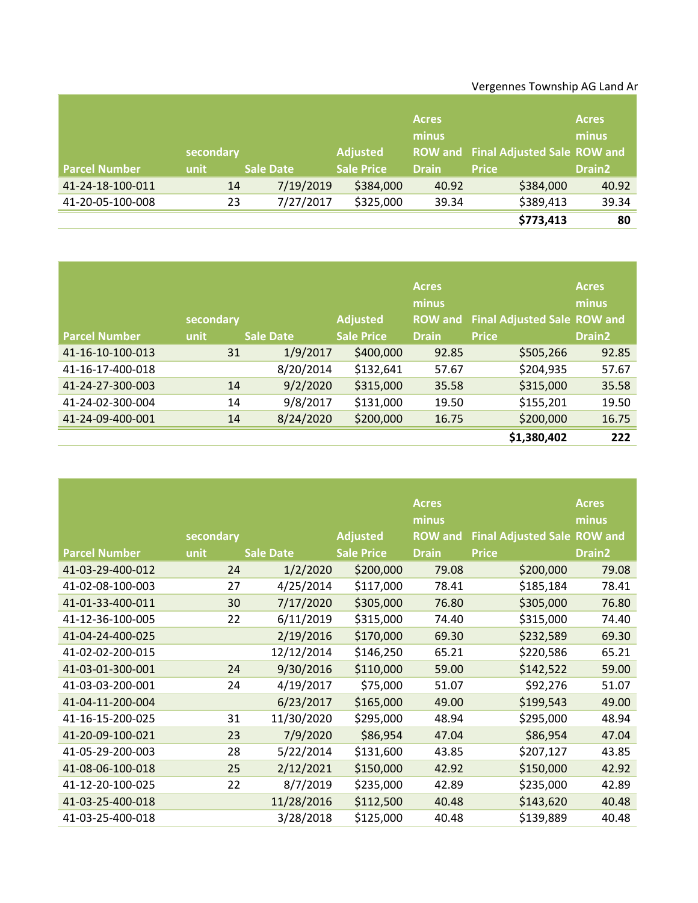Vergennes Township AG Land Ar

| Parcel Number | secondary unit | Sale Date | Adjusted Sale Price | Acres minus ROW and Drain | Final Adjusted Sale Price | Acres minus ROW and Drain2 |
|---|---|---|---|---|---|---|
| 41-24-18-100-011 | 14 | 7/19/2019 | $384,000 | 40.92 | $384,000 | 40.92 |
| 41-20-05-100-008 | 23 | 7/27/2017 | $325,000 | 39.34 | $389,413 | 39.34 |
| | | | | | **$773,413** | **80** |

| Parcel Number | secondary unit | Sale Date | Adjusted Sale Price | Acres minus ROW and Drain | Final Adjusted Sale Price | Acres minus ROW and Drain2 |
|---|---|---|---|---|---|---|
| 41-16-10-100-013 | 31 | 1/9/2017 | $400,000 | 92.85 | $505,266 | 92.85 |
| 41-16-17-400-018 | | 8/20/2014 | $132,641 | 57.67 | $204,935 | 57.67 |
| 41-24-27-300-003 | 14 | 9/2/2020 | $315,000 | 35.58 | $315,000 | 35.58 |
| 41-24-02-300-004 | 14 | 9/8/2017 | $131,000 | 19.50 | $155,201 | 19.50 |
| 41-24-09-400-001 | 14 | 8/24/2020 | $200,000 | 16.75 | $200,000 | 16.75 |
| | | | | | **$1,380,402** | **222** |

| Parcel Number | secondary unit | Sale Date | Adjusted Sale Price | Acres minus ROW and Drain | Final Adjusted Sale Price | Acres minus ROW and Drain2 |
|---|---|---|---|---|---|---|
| 41-03-29-400-012 | 24 | 1/2/2020 | $200,000 | 79.08 | $200,000 | 79.08 |
| 41-02-08-100-003 | 27 | 4/25/2014 | $117,000 | 78.41 | $185,184 | 78.41 |
| 41-01-33-400-011 | 30 | 7/17/2020 | $305,000 | 76.80 | $305,000 | 76.80 |
| 41-12-36-100-005 | 22 | 6/11/2019 | $315,000 | 74.40 | $315,000 | 74.40 |
| 41-04-24-400-025 | | 2/19/2016 | $170,000 | 69.30 | $232,589 | 69.30 |
| 41-02-02-200-015 | | 12/12/2014 | $146,250 | 65.21 | $220,586 | 65.21 |
| 41-03-01-300-001 | 24 | 9/30/2016 | $110,000 | 59.00 | $142,522 | 59.00 |
| 41-03-03-200-001 | 24 | 4/19/2017 | $75,000 | 51.07 | $92,276 | 51.07 |
| 41-04-11-200-004 | | 6/23/2017 | $165,000 | 49.00 | $199,543 | 49.00 |
| 41-16-15-200-025 | 31 | 11/30/2020 | $295,000 | 48.94 | $295,000 | 48.94 |
| 41-20-09-100-021 | 23 | 7/9/2020 | $86,954 | 47.04 | $86,954 | 47.04 |
| 41-05-29-200-003 | 28 | 5/22/2014 | $131,600 | 43.85 | $207,127 | 43.85 |
| 41-08-06-100-018 | 25 | 2/12/2021 | $150,000 | 42.92 | $150,000 | 42.92 |
| 41-12-20-100-025 | 22 | 8/7/2019 | $235,000 | 42.89 | $235,000 | 42.89 |
| 41-03-25-400-018 | | 11/28/2016 | $112,500 | 40.48 | $143,620 | 40.48 |
| 41-03-25-400-018 | | 3/28/2018 | $125,000 | 40.48 | $139,889 | 40.48 |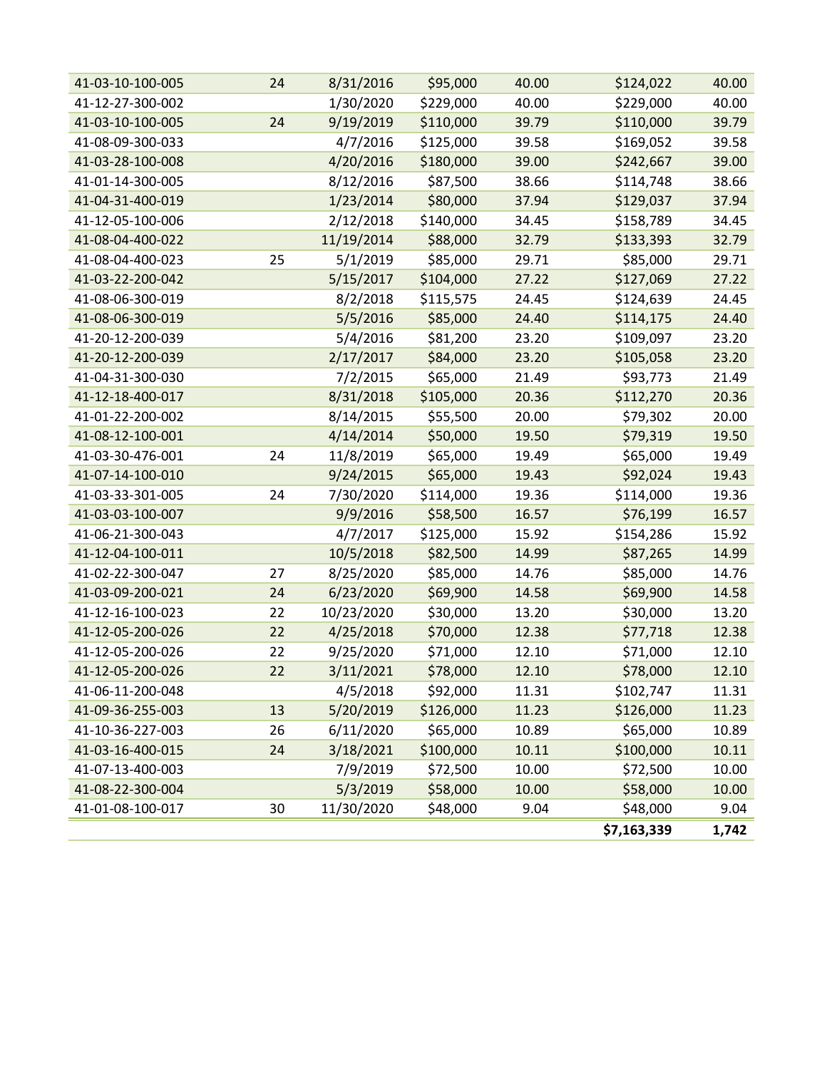| | | | | | | |
|---|---|---|---|---|---|---|
| 41-03-10-100-005 | 24 | 8/31/2016 | $95,000 | 40.00 | $124,022 | 40.00 |
| 41-12-27-300-002 | | 1/30/2020 | $229,000 | 40.00 | $229,000 | 40.00 |
| 41-03-10-100-005 | 24 | 9/19/2019 | $110,000 | 39.79 | $110,000 | 39.79 |
| 41-08-09-300-033 | | 4/7/2016 | $125,000 | 39.58 | $169,052 | 39.58 |
| 41-03-28-100-008 | | 4/20/2016 | $180,000 | 39.00 | $242,667 | 39.00 |
| 41-01-14-300-005 | | 8/12/2016 | $87,500 | 38.66 | $114,748 | 38.66 |
| 41-04-31-400-019 | | 1/23/2014 | $80,000 | 37.94 | $129,037 | 37.94 |
| 41-12-05-100-006 | | 2/12/2018 | $140,000 | 34.45 | $158,789 | 34.45 |
| 41-08-04-400-022 | | 11/19/2014 | $88,000 | 32.79 | $133,393 | 32.79 |
| 41-08-04-400-023 | 25 | 5/1/2019 | $85,000 | 29.71 | $85,000 | 29.71 |
| 41-03-22-200-042 | | 5/15/2017 | $104,000 | 27.22 | $127,069 | 27.22 |
| 41-08-06-300-019 | | 8/2/2018 | $115,575 | 24.45 | $124,639 | 24.45 |
| 41-08-06-300-019 | | 5/5/2016 | $85,000 | 24.40 | $114,175 | 24.40 |
| 41-20-12-200-039 | | 5/4/2016 | $81,200 | 23.20 | $109,097 | 23.20 |
| 41-20-12-200-039 | | 2/17/2017 | $84,000 | 23.20 | $105,058 | 23.20 |
| 41-04-31-300-030 | | 7/2/2015 | $65,000 | 21.49 | $93,773 | 21.49 |
| 41-12-18-400-017 | | 8/31/2018 | $105,000 | 20.36 | $112,270 | 20.36 |
| 41-01-22-200-002 | | 8/14/2015 | $55,500 | 20.00 | $79,302 | 20.00 |
| 41-08-12-100-001 | | 4/14/2014 | $50,000 | 19.50 | $79,319 | 19.50 |
| 41-03-30-476-001 | 24 | 11/8/2019 | $65,000 | 19.49 | $65,000 | 19.49 |
| 41-07-14-100-010 | | 9/24/2015 | $65,000 | 19.43 | $92,024 | 19.43 |
| 41-03-33-301-005 | 24 | 7/30/2020 | $114,000 | 19.36 | $114,000 | 19.36 |
| 41-03-03-100-007 | | 9/9/2016 | $58,500 | 16.57 | $76,199 | 16.57 |
| 41-06-21-300-043 | | 4/7/2017 | $125,000 | 15.92 | $154,286 | 15.92 |
| 41-12-04-100-011 | | 10/5/2018 | $82,500 | 14.99 | $87,265 | 14.99 |
| 41-02-22-300-047 | 27 | 8/25/2020 | $85,000 | 14.76 | $85,000 | 14.76 |
| 41-03-09-200-021 | 24 | 6/23/2020 | $69,900 | 14.58 | $69,900 | 14.58 |
| 41-12-16-100-023 | 22 | 10/23/2020 | $30,000 | 13.20 | $30,000 | 13.20 |
| 41-12-05-200-026 | 22 | 4/25/2018 | $70,000 | 12.38 | $77,718 | 12.38 |
| 41-12-05-200-026 | 22 | 9/25/2020 | $71,000 | 12.10 | $71,000 | 12.10 |
| 41-12-05-200-026 | 22 | 3/11/2021 | $78,000 | 12.10 | $78,000 | 12.10 |
| 41-06-11-200-048 | | 4/5/2018 | $92,000 | 11.31 | $102,747 | 11.31 |
| 41-09-36-255-003 | 13 | 5/20/2019 | $126,000 | 11.23 | $126,000 | 11.23 |
| 41-10-36-227-003 | 26 | 6/11/2020 | $65,000 | 10.89 | $65,000 | 10.89 |
| 41-03-16-400-015 | 24 | 3/18/2021 | $100,000 | 10.11 | $100,000 | 10.11 |
| 41-07-13-400-003 | | 7/9/2019 | $72,500 | 10.00 | $72,500 | 10.00 |
| 41-08-22-300-004 | | 5/3/2019 | $58,000 | 10.00 | $58,000 | 10.00 |
| 41-01-08-100-017 | 30 | 11/30/2020 | $48,000 | 9.04 | $48,000 | 9.04 |
| | | | | | **$7,163,339** | **1,742** |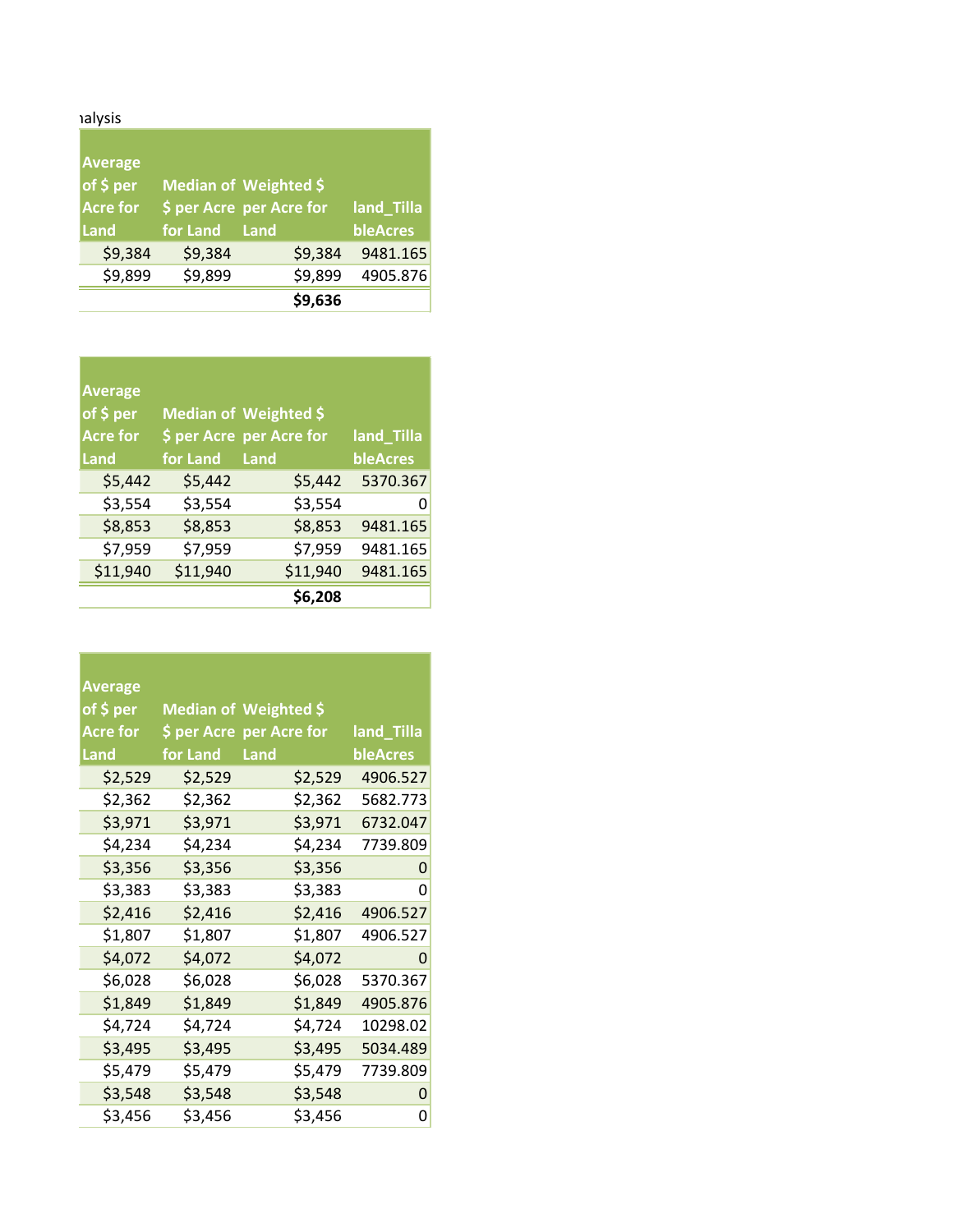alysis

| Average of $ per Acre for Land | Median of $ per Acre for Land | Weighted $ per Acre for Land | land_TillableAcres |
|---|---|---|---|
| $9,384 | $9,384 | $9,384 | 9481.165 |
| $9,899 | $9,899 | $9,899 | 4905.876 |
| | | **$9,636** | |

| Average of $ per Acre for Land | Median of $ per Acre for Land | Weighted $ per Acre for Land | land_TillableAcres |
|---|---|---|---|
| $5,442 | $5,442 | $5,442 | 5370.367 |
| $3,554 | $3,554 | $3,554 | 0 |
| $8,853 | $8,853 | $8,853 | 9481.165 |
| $7,959 | $7,959 | $7,959 | 9481.165 |
| $11,940 | $11,940 | $11,940 | 9481.165 |
| | | **$6,208** | |

| Average of $ per Acre for Land | Median of $ per Acre for Land | Weighted $ per Acre for Land | land_TillableAcres |
|---|---|---|---|
| $2,529 | $2,529 | $2,529 | 4906.527 |
| $2,362 | $2,362 | $2,362 | 5682.773 |
| $3,971 | $3,971 | $3,971 | 6732.047 |
| $4,234 | $4,234 | $4,234 | 7739.809 |
| $3,356 | $3,356 | $3,356 | 0 |
| $3,383 | $3,383 | $3,383 | 0 |
| $2,416 | $2,416 | $2,416 | 4906.527 |
| $1,807 | $1,807 | $1,807 | 4906.527 |
| $4,072 | $4,072 | $4,072 | 0 |
| $6,028 | $6,028 | $6,028 | 5370.367 |
| $1,849 | $1,849 | $1,849 | 4905.876 |
| $4,724 | $4,724 | $4,724 | 10298.02 |
| $3,495 | $3,495 | $3,495 | 5034.489 |
| $5,479 | $5,479 | $5,479 | 7739.809 |
| $3,548 | $3,548 | $3,548 | 0 |
| $3,456 | $3,456 | $3,456 | 0 |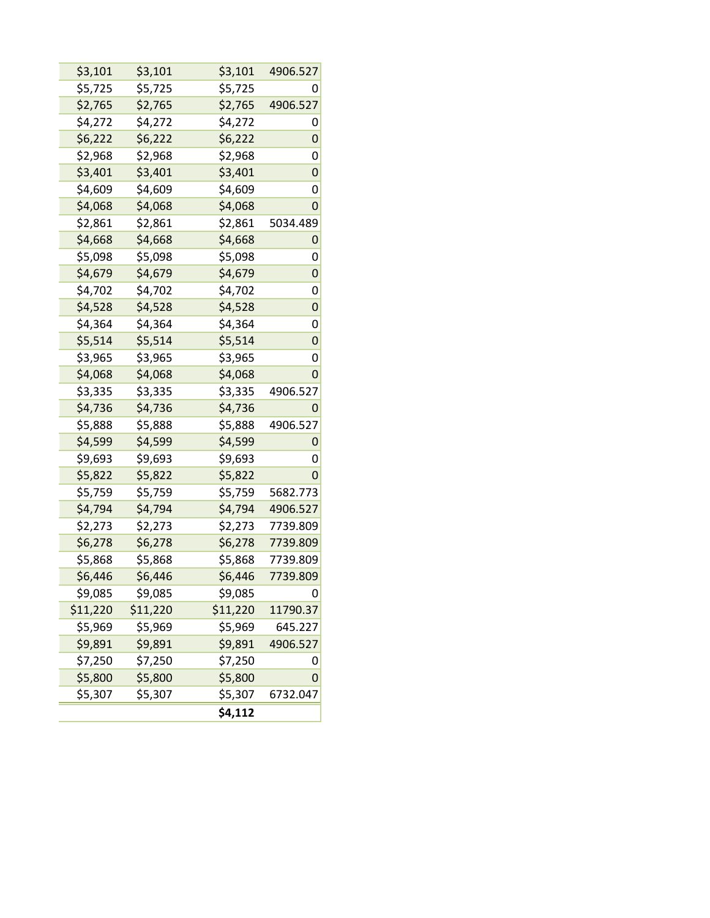| | | | |
|---|---|---|---|
| $3,101 | $3,101 | $3,101 | 4906.527 |
| $5,725 | $5,725 | $5,725 | 0 |
| $2,765 | $2,765 | $2,765 | 4906.527 |
| $4,272 | $4,272 | $4,272 | 0 |
| $6,222 | $6,222 | $6,222 | 0 |
| $2,968 | $2,968 | $2,968 | 0 |
| $3,401 | $3,401 | $3,401 | 0 |
| $4,609 | $4,609 | $4,609 | 0 |
| $4,068 | $4,068 | $4,068 | 0 |
| $2,861 | $2,861 | $2,861 | 5034.489 |
| $4,668 | $4,668 | $4,668 | 0 |
| $5,098 | $5,098 | $5,098 | 0 |
| $4,679 | $4,679 | $4,679 | 0 |
| $4,702 | $4,702 | $4,702 | 0 |
| $4,528 | $4,528 | $4,528 | 0 |
| $4,364 | $4,364 | $4,364 | 0 |
| $5,514 | $5,514 | $5,514 | 0 |
| $3,965 | $3,965 | $3,965 | 0 |
| $4,068 | $4,068 | $4,068 | 0 |
| $3,335 | $3,335 | $3,335 | 4906.527 |
| $4,736 | $4,736 | $4,736 | 0 |
| $5,888 | $5,888 | $5,888 | 4906.527 |
| $4,599 | $4,599 | $4,599 | 0 |
| $9,693 | $9,693 | $9,693 | 0 |
| $5,822 | $5,822 | $5,822 | 0 |
| $5,759 | $5,759 | $5,759 | 5682.773 |
| $4,794 | $4,794 | $4,794 | 4906.527 |
| $2,273 | $2,273 | $2,273 | 7739.809 |
| $6,278 | $6,278 | $6,278 | 7739.809 |
| $5,868 | $5,868 | $5,868 | 7739.809 |
| $6,446 | $6,446 | $6,446 | 7739.809 |
| $9,085 | $9,085 | $9,085 | 0 |
| $11,220 | $11,220 | $11,220 | 11790.37 |
| $5,969 | $5,969 | $5,969 | 645.227 |
| $9,891 | $9,891 | $9,891 | 4906.527 |
| $7,250 | $7,250 | $7,250 | 0 |
| $5,800 | $5,800 | $5,800 | 0 |
| $5,307 | $5,307 | $5,307 | 6732.047 |
| | | **$4,112** | |